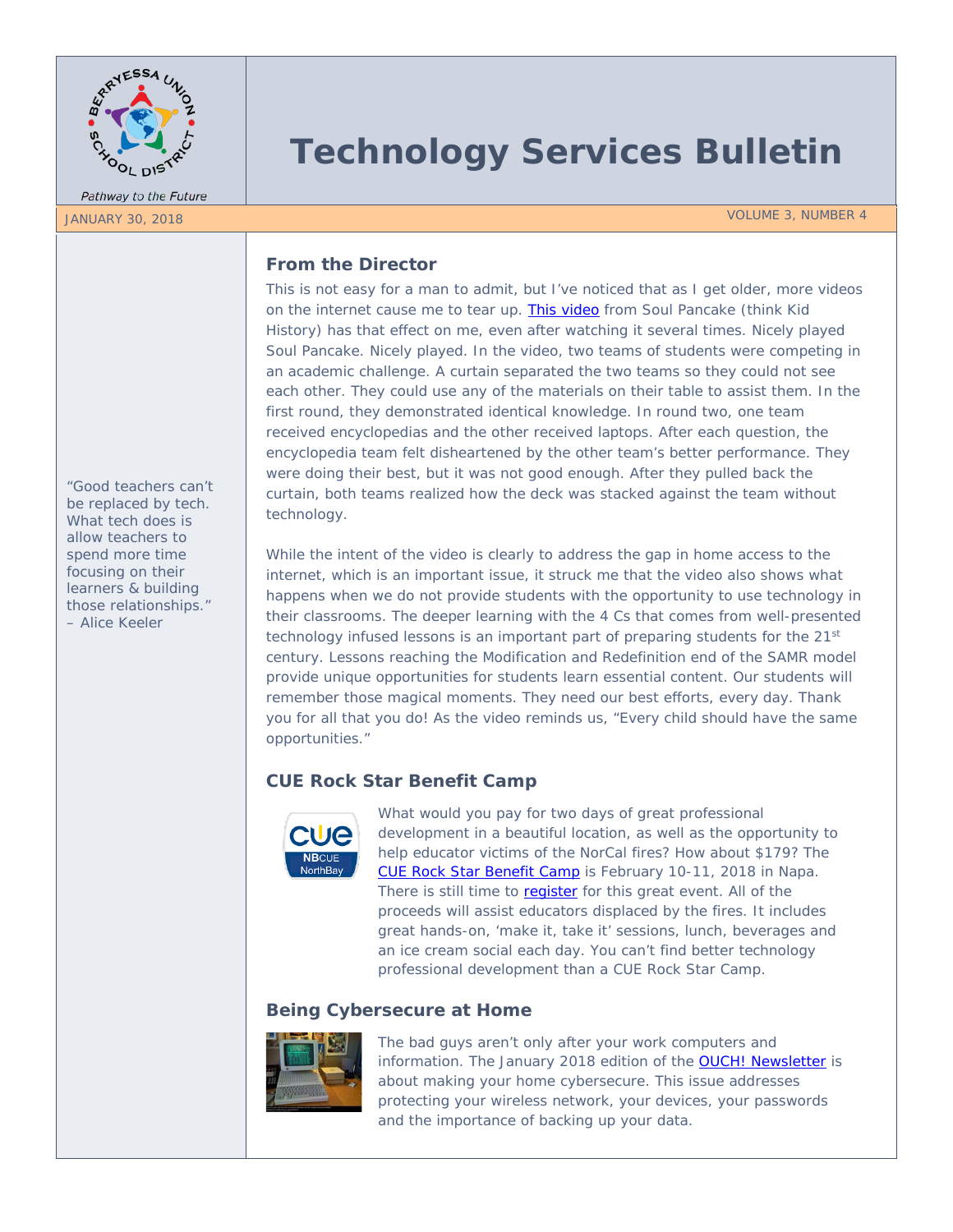Pathway to the Future

# Technology Services Bulletin

JANUARY 30, 2018

VOLUME 3, NUMBER 4

“Good teachers can’t be replaced by tech. What tech does is allow teachers to spend more time focusing on their learners & building those relationships.” – Alice Keeler

## From the Director

This is not easy for a man to admit, but I’ve noticed that as I get older, more videos on the internet cause me to tear up. This video from Soul Pancake (think Kid History) has that effect on me, even after watching it several times. Nicely played Soul Pancake. Nicely played. In the video, two teams of students were competing in an academic challenge. A curtain separated the two teams so they could not see each other. They could use any of the materials on their table to assist them. In the first round, they demonstrated identical knowledge. In round two, one team received encyclopedias and the other received laptops. After each question, the encyclopedia team felt disheartened by the other team’s better performance. They were doing their best, but it was not good enough. After they pulled back the curtain, both teams realized how the deck was stacked against the team without technology.

While the intent of the video is clearly to address the gap in home access to the internet, which is an important issue, it struck me that the video also shows what happens when we do not provide students with the opportunity to use technology in their classrooms. The deeper learning with the 4 Cs that comes from well-presented technology infused lessons is an important part of preparing students for the 21st century. Lessons reaching the Modification and Redefinition end of the SAMR model provide unique opportunities for students learn essential content. Our students will remember those magical moments. They need our best efforts, every day. Thank you for all that you do! As the video reminds us, “Every child should have the same opportunities.”

## CUE Rock Star Benefit Camp

What would you pay for two days of great professional development in a beautiful location, as well as the opportunity to help educator victims of the NorCal fires? How about $179? The CUE Rock Star Benefit Camp is February 10-11, 2018 in Napa. There is still time to register for this great event. All of the proceeds will assist educators displaced by the fires. It includes great hands-on, ‘make it, take it’ sessions, lunch, beverages and an ice cream social each day. You can’t find better technology professional development than a CUE Rock Star Camp.

## Being Cybersecure at Home

The bad guys aren’t only after your work computers and information. The January 2018 edition of the OUCH! Newsletter is about making your home cybersecure. This issue addresses protecting your wireless network, your devices, your passwords and the importance of backing up your data.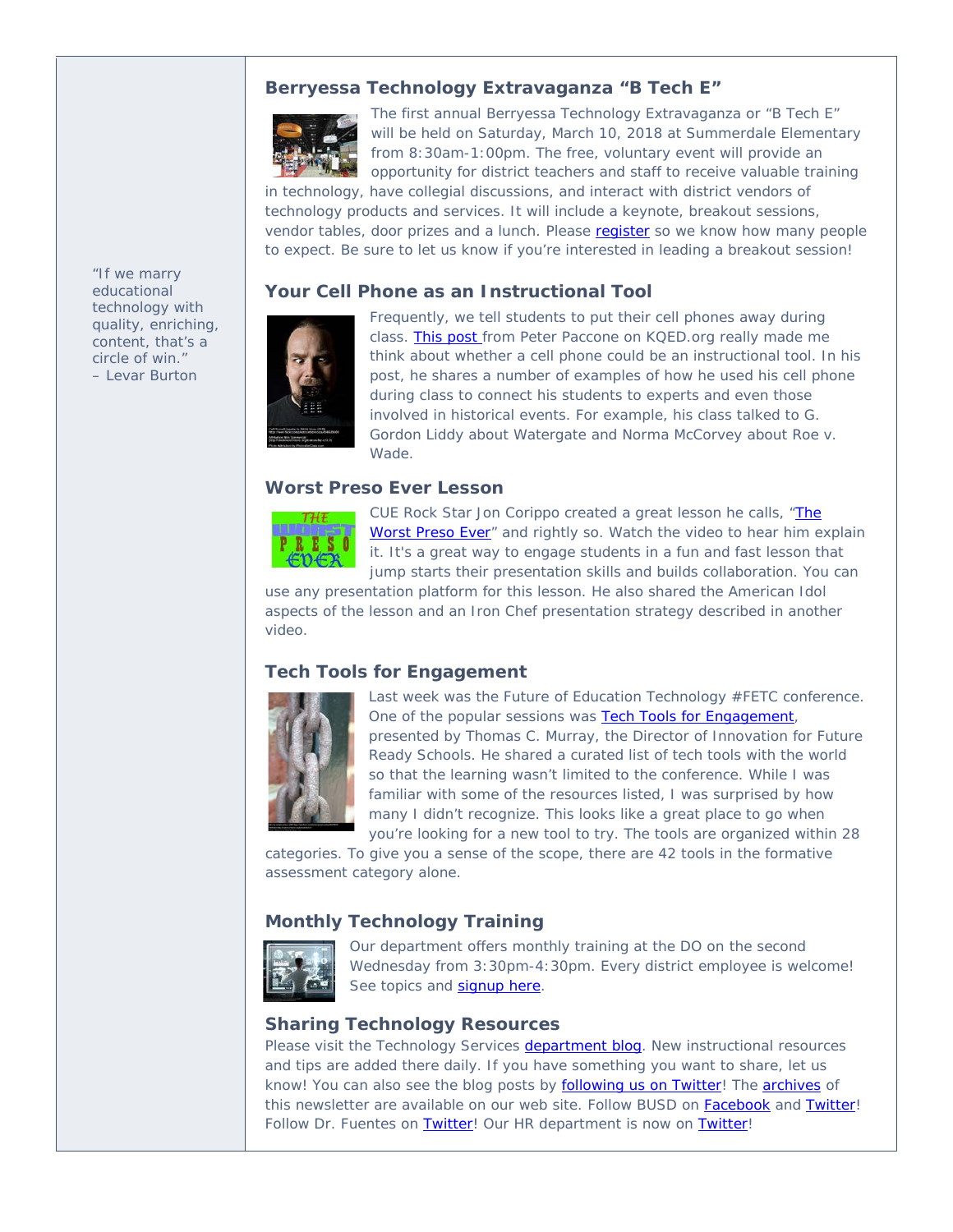“If we marry educational technology with quality, enriching, content, that’s a circle of win.”
– Levar Burton

### Berryessa Technology Extravaganza “B Tech E”

The first annual Berryessa Technology Extravaganza or “B Tech E” will be held on Saturday, March 10, 2018 at Summerdale Elementary from 8:30am-1:00pm. The free, voluntary event will provide an opportunity for district teachers and staff to receive valuable training in technology, have collegial discussions, and interact with district vendors of technology products and services. It will include a keynote, breakout sessions, vendor tables, door prizes and a lunch. Please register so we know how many people to expect. Be sure to let us know if you’re interested in leading a breakout session!

### Your Cell Phone as an Instructional Tool

Frequently, we tell students to put their cell phones away during class. This post from Peter Paccone on KQED.org really made me think about whether a cell phone could be an instructional tool. In his post, he shares a number of examples of how he used his cell phone during class to connect his students to experts and even those involved in historical events. For example, his class talked to G. Gordon Liddy about Watergate and Norma McCorvey about Roe v. Wade.

### Worst Preso Ever Lesson

CUE Rock Star Jon Corippo created a great lesson he calls, “The Worst Preso Ever” and rightly so. Watch the video to hear him explain it. It's a great way to engage students in a fun and fast lesson that jump starts their presentation skills and builds collaboration. You can use any presentation platform for this lesson. He also shared the American Idol aspects of the lesson and an Iron Chef presentation strategy described in another video.

### Tech Tools for Engagement

Last week was the Future of Education Technology #FETC conference. One of the popular sessions was Tech Tools for Engagement, presented by Thomas C. Murray, the Director of Innovation for Future Ready Schools. He shared a curated list of tech tools with the world so that the learning wasn’t limited to the conference. While I was familiar with some of the resources listed, I was surprised by how many I didn’t recognize. This looks like a great place to go when you’re looking for a new tool to try. The tools are organized within 28 categories. To give you a sense of the scope, there are 42 tools in the formative assessment category alone.

### Monthly Technology Training

Our department offers monthly training at the DO on the second Wednesday from 3:30pm-4:30pm. Every district employee is welcome! See topics and signup here.

### Sharing Technology Resources

Please visit the Technology Services department blog. New instructional resources and tips are added there daily. If you have something you want to share, let us know! You can also see the blog posts by following us on Twitter! The archives of this newsletter are available on our web site. Follow BUSD on Facebook and Twitter! Follow Dr. Fuentes on Twitter! Our HR department is now on Twitter!